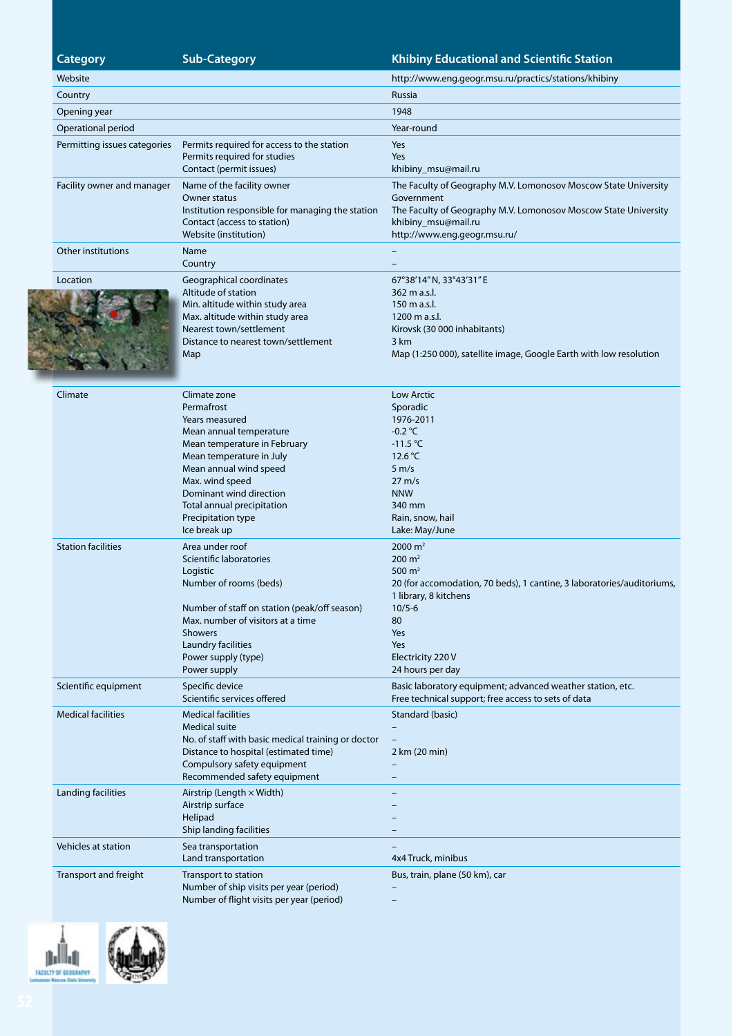| Category | Sub-Category | Khibiny Educational and Scientific Station |
|---|---|---|
| Website | | http://www.eng.geogr.msu.ru/practics/stations/khibiny |
| Country | | Russia |
| Opening year | | 1948 |
| Operational period | | Year-round |
| Permitting issues categories | Permits required for access to the station<br>Permits required for studies<br>Contact (permit issues) | Yes<br>Yes<br>khibiny_msu@mail.ru |
| Facility owner and manager | Name of the facility owner<br>Owner status<br>Institution responsible for managing the station<br>Contact (access to station)<br>Website (institution) | The Faculty of Geography M.V. Lomonosov Moscow State University<br>Government<br>The Faculty of Geography M.V. Lomonosov Moscow State University<br>khibiny_msu@mail.ru<br>http://www.eng.geogr.msu.ru/ |
| Other institutions | Name<br>Country | –<br>– |
| Location | Geographical coordinates<br>Altitude of station<br>Min. altitude within study area<br>Max. altitude within study area<br>Nearest town/settlement<br>Distance to nearest town/settlement<br>Map | 67°38'14" N, 33°43'31" E<br>362 m a.s.l.<br>150 m a.s.l.<br>1200 m a.s.l.<br>Kirovsk (30 000 inhabitants)<br>3 km<br>Map (1:250 000), satellite image, Google Earth with low resolution |
| Climate | Climate zone<br>Permafrost<br>Years measured<br>Mean annual temperature<br>Mean temperature in February<br>Mean temperature in July<br>Mean annual wind speed<br>Max. wind speed<br>Dominant wind direction<br>Total annual precipitation<br>Precipitation type<br>Ice break up | Low Arctic<br>Sporadic<br>1976-2011<br>-0.2 °C<br>-11.5 °C<br>12.6 °C<br>5 m/s<br>27 m/s<br>NNW<br>340 mm<br>Rain, snow, hail<br>Lake: May/June |
| Station facilities | Area under roof<br>Scientific laboratories<br>Logistic<br>Number of rooms (beds)<br><br>Number of staff on station (peak/off season)<br>Max. number of visitors at a time<br>Showers<br>Laundry facilities<br>Power supply (type)<br>Power supply | 2000 m²<br>200 m²<br>500 m²<br>20 (for accomodation, 70 beds), 1 cantine, 3 laboratories/auditoriums, 1 library, 8 kitchens<br>10/5-6<br>80<br>Yes<br>Yes<br>Electricity 220 V<br>24 hours per day |
| Scientific equipment | Specific device<br>Scientific services offered | Basic laboratory equipment; advanced weather station, etc.<br>Free technical support; free access to sets of data |
| Medical facilities | Medical facilities<br>Medical suite<br>No. of staff with basic medical training or doctor<br>Distance to hospital (estimated time)<br>Compulsory safety equipment<br>Recommended safety equipment | Standard (basic)<br>–<br>–<br>2 km (20 min)<br>–<br>– |
| Landing facilities | Airstrip (Length × Width)<br>Airstrip surface<br>Helipad<br>Ship landing facilities | –<br>–<br>–<br>– |
| Vehicles at station | Sea transportation<br>Land transportation | –<br>4x4 Truck, minibus |
| Transport and freight | Transport to station<br>Number of ship visits per year (period)<br>Number of flight visits per year (period) | Bus, train, plane (50 km), car<br>–<br>– |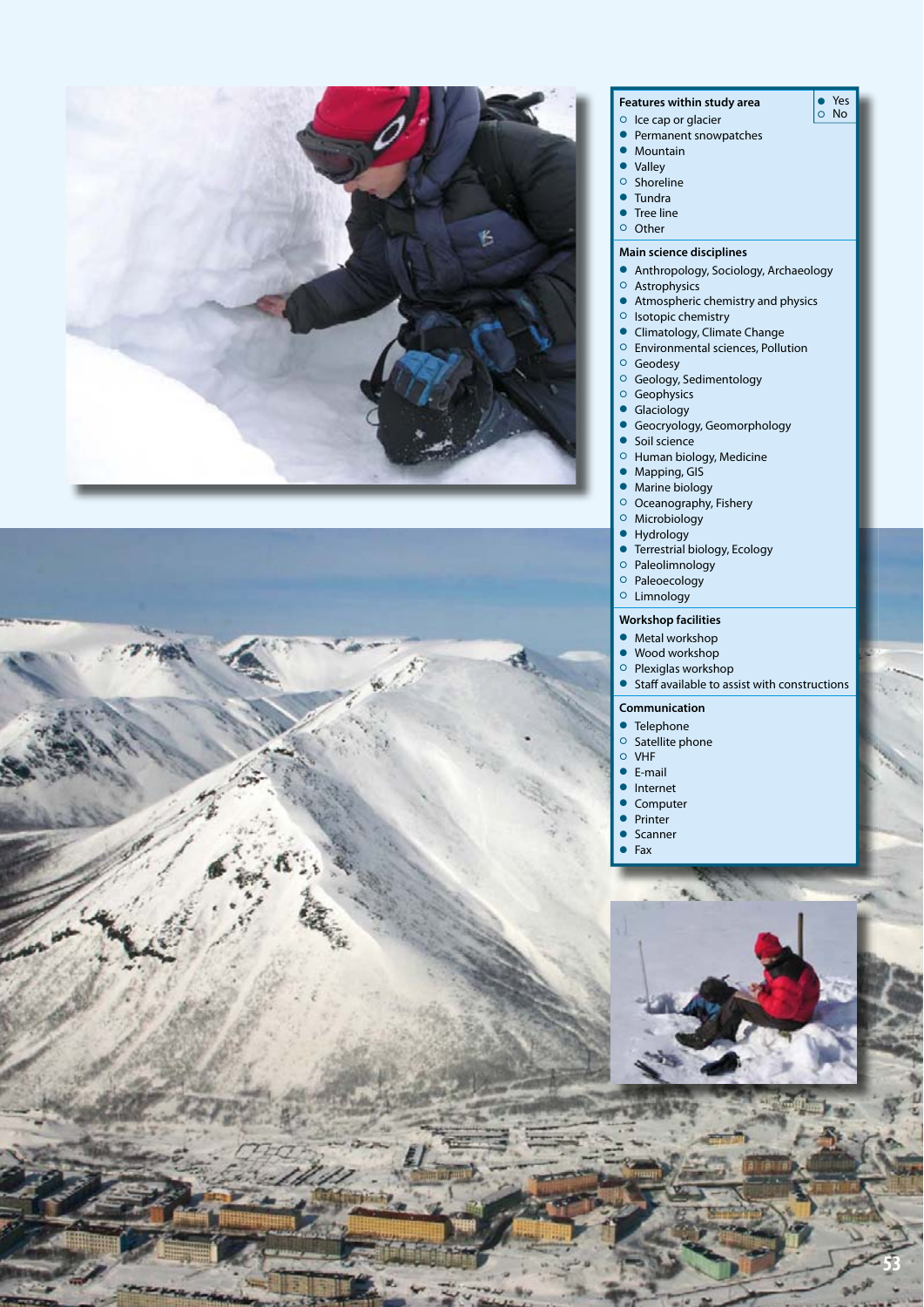**Features within study area**

● Yes
○ No

- ○ Ice cap or glacier
- ● Permanent snowpatches
- ● Mountain
- ● Valley
- ○ Shoreline
- ● Tundra
- ● Tree line
- ○ Other

**Main science disciplines**

- ● Anthropology, Sociology, Archaeology
- ○ Astrophysics
- ● Atmospheric chemistry and physics
- ○ Isotopic chemistry
- ● Climatology, Climate Change
- ○ Environmental sciences, Pollution
- ○ Geodesy
- ○ Geology, Sedimentology
- ○ Geophysics
- ● Glaciology
- ● Geocryology, Geomorphology
- ● Soil science
- ○ Human biology, Medicine
- ● Mapping, GIS
- ● Marine biology
- ○ Oceanography, Fishery
- ○ Microbiology
- ● Hydrology
- ● Terrestrial biology, Ecology
- ○ Paleolimnology
- ○ Paleoecology
- ○ Limnology

**Workshop facilities**

- ● Metal workshop
- ● Wood workshop
- ○ Plexiglas workshop
- ● Staff available to assist with constructions

**Communication**

- ● Telephone
- ○ Satellite phone
- ○ VHF
- ● E-mail
- ● Internet
- ● Computer
- ● Printer
- ● Scanner
- ● Fax